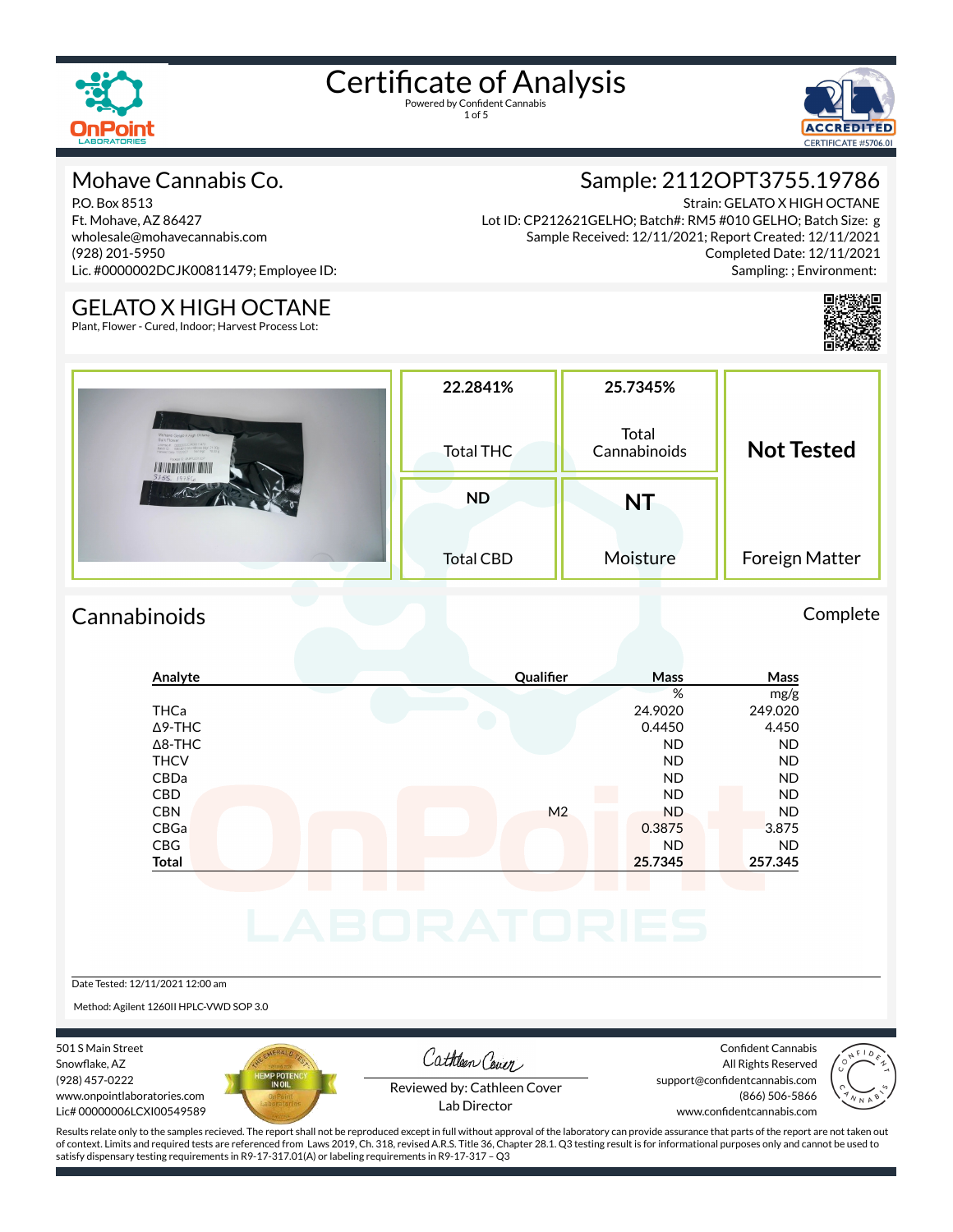# Certificate of Analysis

Powered by Confident Cannabis

ACCREDITED CERTIFICATE #5706.01

## Mohave Cannabis Co.

P.O. Box 8513
Ft. Mohave, AZ 86427
wholesale@mohavecannabis.com
(928) 201-5950
Lic. #0000002DCJK00811479; Employee ID:

## Sample: 2112OPT3755.19786

Strain: GELATO X HIGH OCTANE
Lot ID: CP212621GELHO; Batch#: RM5 #010 GELHO; Batch Size: g
Sample Received: 12/11/2021; Report Created: 12/11/2021
Completed Date: 12/11/2021
Sampling: ; Environment:

## GELATO X HIGH OCTANE

Plant, Flower - Cured, Indoor; Harvest Process Lot:

| 22.2841% | 25.7345% | Not Tested |
|---|---|---|
| Total THC | Total Cannabinoids | |
| ND | NT | |
| Total CBD | Moisture | Foreign Matter |

## Cannabinoids

Complete

| Analyte | Qualifier | Mass % | Mass mg/g |
|---|---|---|---|
| THCa | | 24.9020 | 249.020 |
| Δ9-THC | | 0.4450 | 4.450 |
| Δ8-THC | | ND | ND |
| THCV | | ND | ND |
| CBDa | | ND | ND |
| CBD | | ND | ND |
| CBN | M2 | ND | ND |
| CBGa | | 0.3875 | 3.875 |
| CBG | | ND | ND |
| **Total** | | **25.7345** | **257.345** |

Date Tested: 12/11/2021 12:00 am

Method: Agilent 1260II HPLC-VWD SOP 3.0

501 S Main Street
Snowflake, AZ
(928) 457-0222
www.onpointlaboratories.com
Lic# 00000006LCXI00549589

Reviewed by: Cathleen Cover
Lab Director

Confident Cannabis
All Rights Reserved
support@confidentcannabis.com
(866) 506-5866
www.confidentcannabis.com

Results relate only to the samples recieved. The report shall not be reproduced except in full without approval of the laboratory can provide assurance that parts of the report are not taken out of context. Limits and required tests are referenced from Laws 2019, Ch. 318, revised A.R.S. Title 36, Chapter 28.1. Q3 testing result is for informational purposes only and cannot be used to satisfy dispensary testing requirements in R9-17-317.01(A) or labeling requirements in R9-17-317 – Q3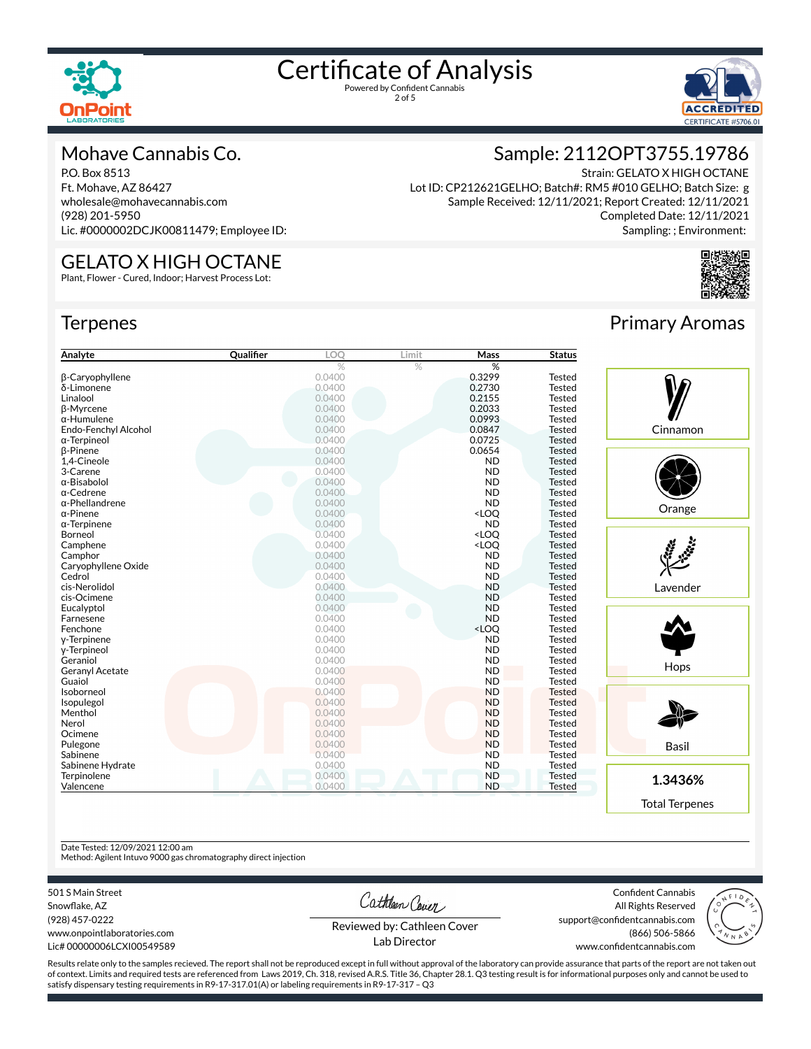# Certificate of Analysis

Powered by Confident Cannabis

## Mohave Cannabis Co.

P.O. Box 8513
Ft. Mohave, AZ 86427
wholesale@mohavecannabis.com
(928) 201-5950
Lic. #0000002DCJK00811479; Employee ID:

## Sample: 2112OPT3755.19786

Strain: GELATO X HIGH OCTANE
Lot ID: CP212621GELHO; Batch#: RM5 #010 GELHO; Batch Size: g
Sample Received: 12/11/2021; Report Created: 12/11/2021
Completed Date: 12/11/2021
Sampling: ; Environment:

## GELATO X HIGH OCTANE

Plant, Flower - Cured, Indoor; Harvest Process Lot:

## Terpenes

| Analyte | Qualifier | LOQ | Limit | Mass | Status |
|---|---|---|---|---|---|
| | | % | % | % | |
| β-Caryophyllene | | 0.0400 | | 0.3299 | Tested |
| δ-Limonene | | 0.0400 | | 0.2730 | Tested |
| Linalool | | 0.0400 | | 0.2155 | Tested |
| β-Myrcene | | 0.0400 | | 0.2033 | Tested |
| α-Humulene | | 0.0400 | | 0.0993 | Tested |
| Endo-Fenchyl Alcohol | | 0.0400 | | 0.0847 | Tested |
| α-Terpineol | | 0.0400 | | 0.0725 | Tested |
| β-Pinene | | 0.0400 | | 0.0654 | Tested |
| 1,4-Cineole | | 0.0400 | | ND | Tested |
| 3-Carene | | 0.0400 | | ND | Tested |
| α-Bisabolol | | 0.0400 | | ND | Tested |
| α-Cedrene | | 0.0400 | | ND | Tested |
| α-Phellandrene | | 0.0400 | | ND | Tested |
| α-Pinene | | 0.0400 | | <LOQ | Tested |
| α-Terpinene | | 0.0400 | | ND | Tested |
| Borneol | | 0.0400 | | <LOQ | Tested |
| Camphene | | 0.0400 | | <LOQ | Tested |
| Camphor | | 0.0400 | | ND | Tested |
| Caryophyllene Oxide | | 0.0400 | | ND | Tested |
| Cedrol | | 0.0400 | | ND | Tested |
| cis-Nerolidol | | 0.0400 | | ND | Tested |
| cis-Ocimene | | 0.0400 | | ND | Tested |
| Eucalyptol | | 0.0400 | | ND | Tested |
| Farnesene | | 0.0400 | | ND | Tested |
| Fenchone | | 0.0400 | | <LOQ | Tested |
| γ-Terpinene | | 0.0400 | | ND | Tested |
| γ-Terpineol | | 0.0400 | | ND | Tested |
| Geraniol | | 0.0400 | | ND | Tested |
| Geranyl Acetate | | 0.0400 | | ND | Tested |
| Guaiol | | 0.0400 | | ND | Tested |
| Isoborneol | | 0.0400 | | ND | Tested |
| Isopulegol | | 0.0400 | | ND | Tested |
| Menthol | | 0.0400 | | ND | Tested |
| Nerol | | 0.0400 | | ND | Tested |
| Ocimene | | 0.0400 | | ND | Tested |
| Pulegone | | 0.0400 | | ND | Tested |
| Sabinene | | 0.0400 | | ND | Tested |
| Sabinene Hydrate | | 0.0400 | | ND | Tested |
| Terpinolene | | 0.0400 | | ND | Tested |
| Valencene | | 0.0400 | | ND | Tested |

## Primary Aromas

- Cinnamon
- Orange
- Lavender
- Hops
- Basil

**1.3436%**
Total Terpenes

Date Tested: 12/09/2021 12:00 am
Method: Agilent Intuvo 9000 gas chromatography direct injection

501 S Main Street
Snowflake, AZ
(928) 457-0222
www.onpointlaboratories.com
Lic# 00000006LCXI00549589

Reviewed by: Cathleen Cover
Lab Director

Confident Cannabis
All Rights Reserved
support@confidentcannabis.com
(866) 506-5866
www.confidentcannabis.com

Results relate only to the samples recieved. The report shall not be reproduced except in full without approval of the laboratory can provide assurance that parts of the report are not taken out of context. Limits and required tests are referenced from Laws 2019, Ch. 318, revised A.R.S. Title 36, Chapter 28.1. Q3 testing result is for informational purposes only and cannot be used to satisfy dispensary testing requirements in R9-17-317.01(A) or labeling requirements in R9-17-317 – Q3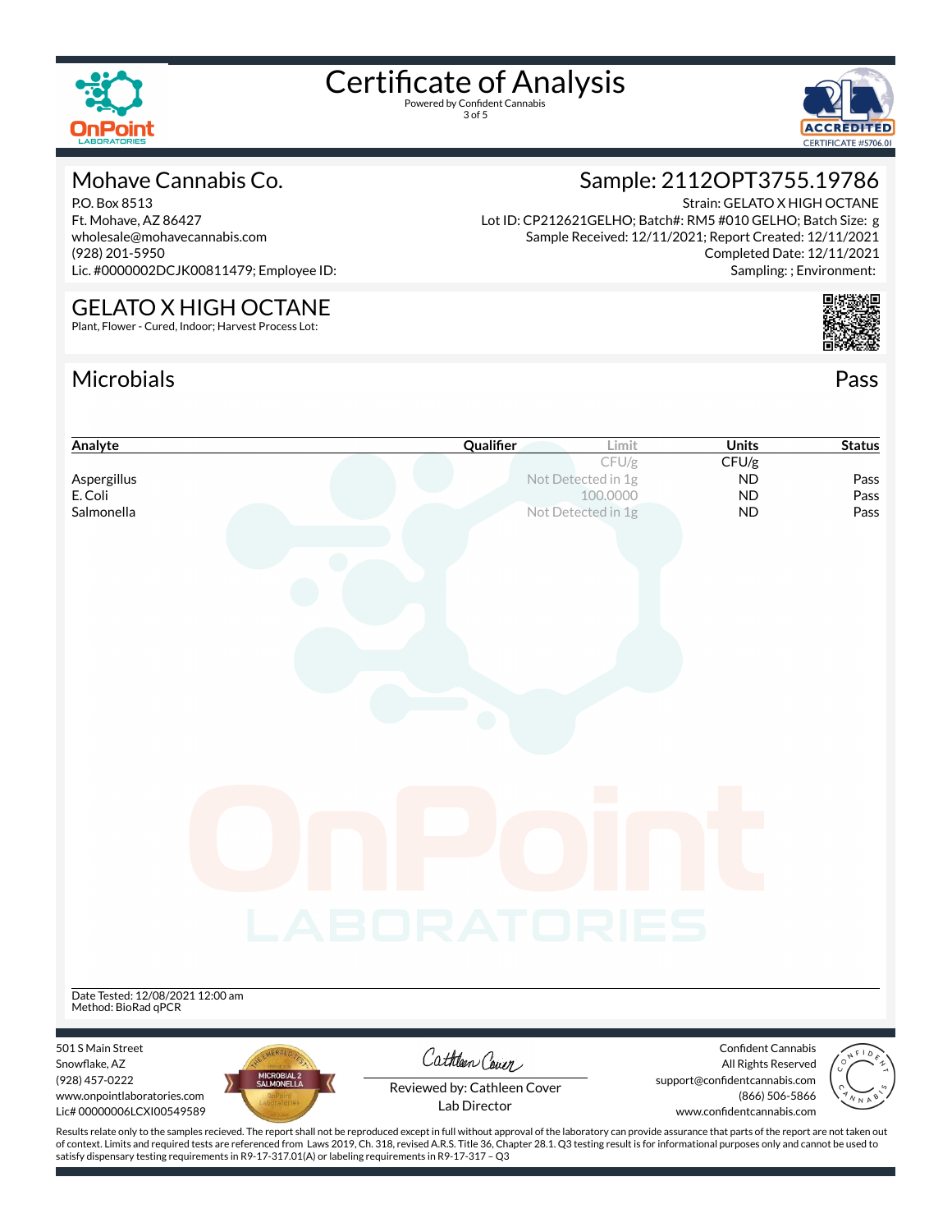# Certificate of Analysis

Powered by Confident Cannabis

## Mohave Cannabis Co.

P.O. Box 8513
Ft. Mohave, AZ 86427
wholesale@mohavecannabis.com
(928) 201-5950
Lic. #0000002DCJK00811479; Employee ID:

## Sample: 2112OPT3755.19786

Strain: GELATO X HIGH OCTANE
Lot ID: CP212621GELHO; Batch#: RM5 #010 GELHO; Batch Size: g
Sample Received: 12/11/2021; Report Created: 12/11/2021
Completed Date: 12/11/2021
Sampling: ; Environment:

## GELATO X HIGH OCTANE

Plant, Flower - Cured, Indoor; Harvest Process Lot:

## Microbials

Pass

| Analyte | Qualifier | Limit | Units | Status |
|---|---|---|---|---|
| | | CFU/g | CFU/g | |
| Aspergillus | | Not Detected in 1g | ND | Pass |
| E. Coli | | 100.0000 | ND | Pass |
| Salmonella | | Not Detected in 1g | ND | Pass |

Date Tested: 12/08/2021 12:00 am
Method: BioRad qPCR

501 S Main Street
Snowflake, AZ
(928) 457-0222
www.onpointlaboratories.com
Lic# 00000006LCXI00549589

Reviewed by: Cathleen Cover
Lab Director

Confident Cannabis
All Rights Reserved
support@confidentcannabis.com
(866) 506-5866
www.confidentcannabis.com

Results relate only to the samples recieved. The report shall not be reproduced except in full without approval of the laboratory can provide assurance that parts of the report are not taken out of context. Limits and required tests are referenced from Laws 2019, Ch. 318, revised A.R.S. Title 36, Chapter 28.1. Q3 testing result is for informational purposes only and cannot be used to satisfy dispensary testing requirements in R9-17-317.01(A) or labeling requirements in R9-17-317 – Q3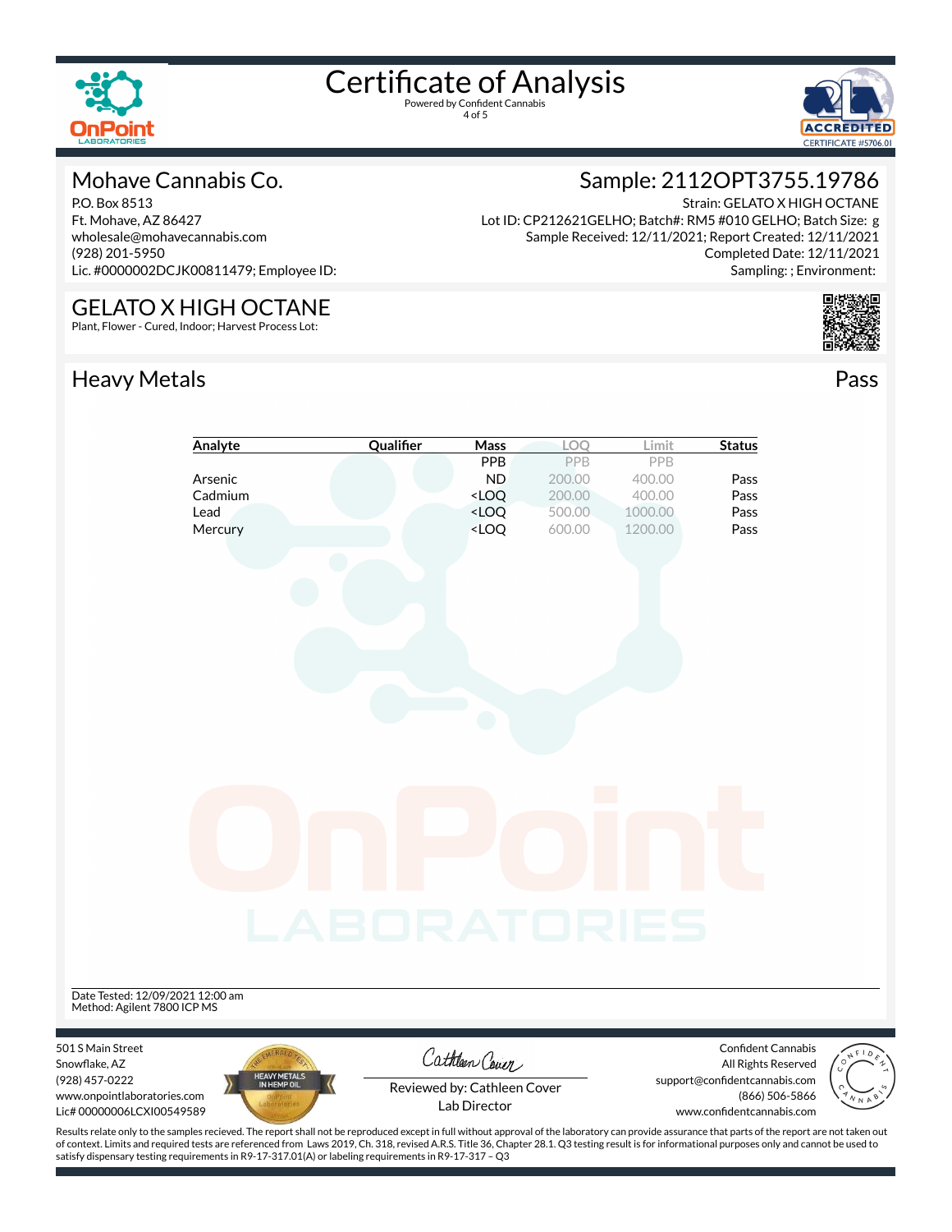# Certificate of Analysis

Powered by Confident Cannabis

## Mohave Cannabis Co.

P.O. Box 8513
Ft. Mohave, AZ 86427
wholesale@mohavecannabis.com
(928) 201-5950
Lic. #0000002DCJK00811479; Employee ID:

## Sample: 2112OPT3755.19786

Strain: GELATO X HIGH OCTANE
Lot ID: CP212621GELHO; Batch#: RM5 #010 GELHO; Batch Size: g
Sample Received: 12/11/2021; Report Created: 12/11/2021
Completed Date: 12/11/2021
Sampling: ; Environment:

## GELATO X HIGH OCTANE

Plant, Flower - Cured, Indoor; Harvest Process Lot:

## Heavy Metals

Pass

| Analyte | Qualifier | Mass | LOQ | Limit | Status |
|---|---|---|---|---|---|
| | | PPB | PPB | PPB | |
| Arsenic | | ND | 200.00 | 400.00 | Pass |
| Cadmium | | <LOQ | 200.00 | 400.00 | Pass |
| Lead | | <LOQ | 500.00 | 1000.00 | Pass |
| Mercury | | <LOQ | 600.00 | 1200.00 | Pass |

Date Tested: 12/09/2021 12:00 am
Method: Agilent 7800 ICP MS

501 S Main Street
Snowflake, AZ
(928) 457-0222
www.onpointlaboratories.com
Lic# 00000006LCXI00549589

Reviewed by: Cathleen Cover
Lab Director

Confident Cannabis
All Rights Reserved
support@confidentcannabis.com
(866) 506-5866
www.confidentcannabis.com

Results relate only to the samples recieved. The report shall not be reproduced except in full without approval of the laboratory can provide assurance that parts of the report are not taken out of context. Limits and required tests are referenced from Laws 2019, Ch. 318, revised A.R.S. Title 36, Chapter 28.1. Q3 testing result is for informational purposes only and cannot be used to satisfy dispensary testing requirements in R9-17-317.01(A) or labeling requirements in R9-17-317 – Q3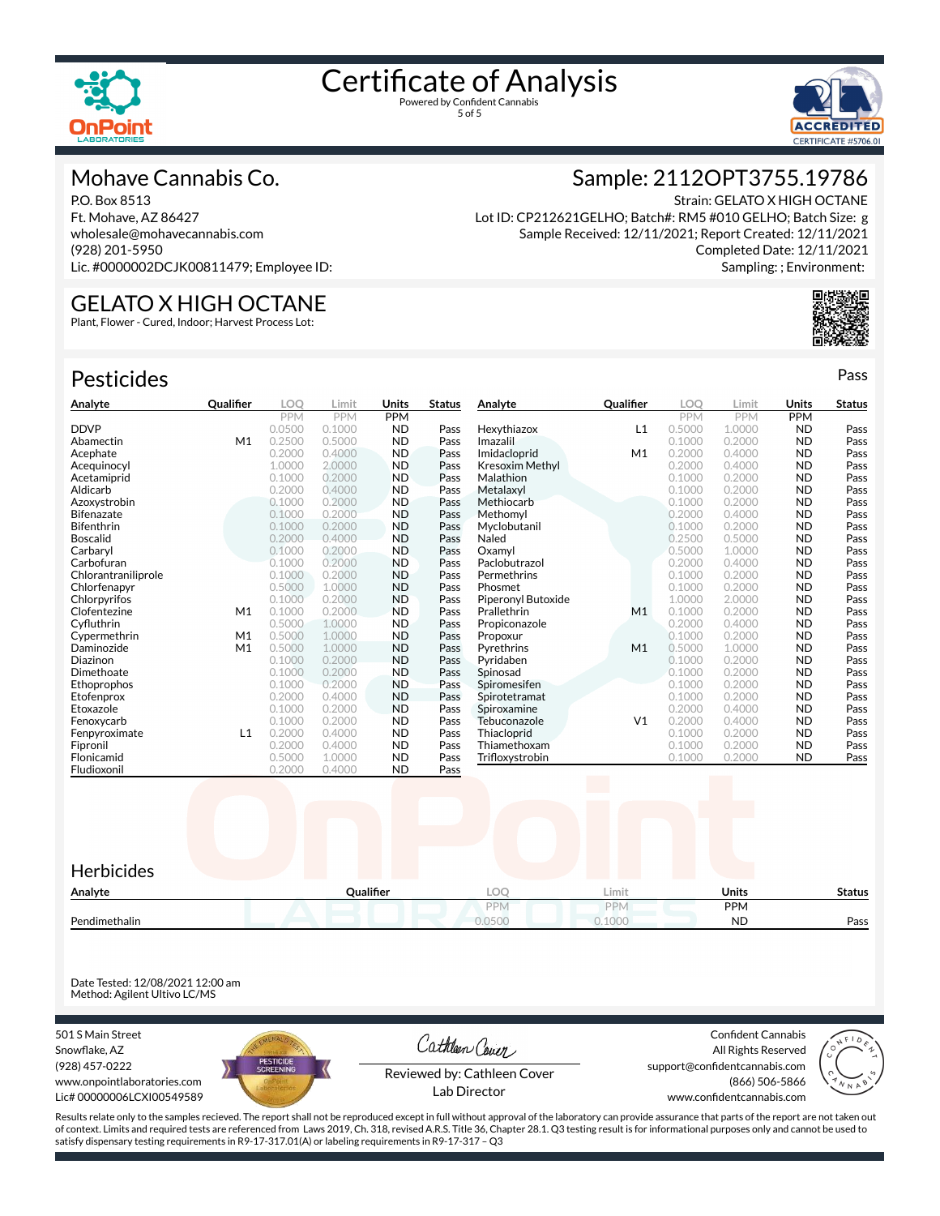# Certificate of Analysis

Powered by Confident Cannabis

## Mohave Cannabis Co.

P.O. Box 8513
Ft. Mohave, AZ 86427
wholesale@mohavecannabis.com
(928) 201-5950
Lic. #0000002DCJK00811479; Employee ID:

## Sample: 2112OPT3755.19786

Strain: GELATO X HIGH OCTANE
Lot ID: CP212621GELHO; Batch#: RM5 #010 GELHO; Batch Size: g
Sample Received: 12/11/2021; Report Created: 12/11/2021
Completed Date: 12/11/2021
Sampling: ; Environment:

## GELATO X HIGH OCTANE

Plant, Flower - Cured, Indoor; Harvest Process Lot:

## Pesticides

Pass

| Analyte | Qualifier | LOQ PPM | Limit PPM | Units PPM | Status |
|---|---|---|---|---|---|
| DDVP | | 0.0500 | 0.1000 | ND | Pass |
| Abamectin | M1 | 0.2500 | 0.5000 | ND | Pass |
| Acephate | | 0.2000 | 0.4000 | ND | Pass |
| Acequinocyl | | 1.0000 | 2.0000 | ND | Pass |
| Acetamiprid | | 0.1000 | 0.2000 | ND | Pass |
| Aldicarb | | 0.2000 | 0.4000 | ND | Pass |
| Azoxystrobin | | 0.1000 | 0.2000 | ND | Pass |
| Bifenazate | | 0.1000 | 0.2000 | ND | Pass |
| Bifenthrin | | 0.1000 | 0.2000 | ND | Pass |
| Boscalid | | 0.2000 | 0.4000 | ND | Pass |
| Carbaryl | | 0.1000 | 0.2000 | ND | Pass |
| Carbofuran | | 0.1000 | 0.2000 | ND | Pass |
| Chlorantraniliprole | | 0.1000 | 0.2000 | ND | Pass |
| Chlorfenapyr | | 0.5000 | 1.0000 | ND | Pass |
| Chlorpyrifos | | 0.1000 | 0.2000 | ND | Pass |
| Clofentezine | M1 | 0.1000 | 0.2000 | ND | Pass |
| Cyfluthrin | | 0.5000 | 1.0000 | ND | Pass |
| Cypermethrin | M1 | 0.5000 | 1.0000 | ND | Pass |
| Daminozide | M1 | 0.5000 | 1.0000 | ND | Pass |
| Diazinon | | 0.1000 | 0.2000 | ND | Pass |
| Dimethoate | | 0.1000 | 0.2000 | ND | Pass |
| Ethoprophos | | 0.1000 | 0.2000 | ND | Pass |
| Etofenprox | | 0.2000 | 0.4000 | ND | Pass |
| Etoxazole | | 0.1000 | 0.2000 | ND | Pass |
| Fenoxycarb | | 0.1000 | 0.2000 | ND | Pass |
| Fenpyroximate | L1 | 0.2000 | 0.4000 | ND | Pass |
| Fipronil | | 0.2000 | 0.4000 | ND | Pass |
| Flonicamid | | 0.5000 | 1.0000 | ND | Pass |
| Fludioxonil | | 0.2000 | 0.4000 | ND | Pass |
| Hexythiazox | L1 | 0.5000 | 1.0000 | ND | Pass |
| Imazalil | | 0.1000 | 0.2000 | ND | Pass |
| Imidacloprid | M1 | 0.2000 | 0.4000 | ND | Pass |
| Kresoxim Methyl | | 0.2000 | 0.4000 | ND | Pass |
| Malathion | | 0.1000 | 0.2000 | ND | Pass |
| Metalaxyl | | 0.1000 | 0.2000 | ND | Pass |
| Methiocarb | | 0.1000 | 0.2000 | ND | Pass |
| Methomyl | | 0.2000 | 0.4000 | ND | Pass |
| Myclobutanil | | 0.1000 | 0.2000 | ND | Pass |
| Naled | | 0.2500 | 0.5000 | ND | Pass |
| Oxamyl | | 0.5000 | 1.0000 | ND | Pass |
| Paclobutrazol | | 0.2000 | 0.4000 | ND | Pass |
| Permethrins | | 0.1000 | 0.2000 | ND | Pass |
| Phosmet | | 0.1000 | 0.2000 | ND | Pass |
| Piperonyl Butoxide | | 1.0000 | 2.0000 | ND | Pass |
| Prallethrin | M1 | 0.1000 | 0.2000 | ND | Pass |
| Propiconazole | | 0.2000 | 0.4000 | ND | Pass |
| Propoxur | | 0.1000 | 0.2000 | ND | Pass |
| Pyrethrins | M1 | 0.5000 | 1.0000 | ND | Pass |
| Pyridaben | | 0.1000 | 0.2000 | ND | Pass |
| Spinosad | | 0.1000 | 0.2000 | ND | Pass |
| Spiromesifen | | 0.1000 | 0.2000 | ND | Pass |
| Spirotetramat | | 0.1000 | 0.2000 | ND | Pass |
| Spiroxamine | | 0.2000 | 0.4000 | ND | Pass |
| Tebuconazole | V1 | 0.2000 | 0.4000 | ND | Pass |
| Thiacloprid | | 0.1000 | 0.2000 | ND | Pass |
| Thiamethoxam | | 0.1000 | 0.2000 | ND | Pass |
| Trifloxystrobin | | 0.1000 | 0.2000 | ND | Pass |

## Herbicides

| Analyte | Qualifier | LOQ PPM | Limit PPM | Units PPM | Status |
|---|---|---|---|---|---|
| Pendimethalin | | 0.0500 | 0.1000 | ND | Pass |

Date Tested: 12/08/2021 12:00 am
Method: Agilent Ultivo LC/MS

501 S Main Street
Snowflake, AZ
(928) 457-0222
www.onpointlaboratories.com
Lic# 00000006LCXI00549589

Reviewed by: Cathleen Cover
Lab Director

Confident Cannabis
All Rights Reserved
support@confidentcannabis.com
(866) 506-5866
www.confidentcannabis.com

Results relate only to the samples recieved. The report shall not be reproduced except in full without approval of the laboratory can provide assurance that parts of the report are not taken out of context. Limits and required tests are referenced from Laws 2019, Ch. 318, revised A.R.S. Title 36, Chapter 28.1. Q3 testing result is for informational purposes only and cannot be used to satisfy dispensary testing requirements in R9-17-317.01(A) or labeling requirements in R9-17-317 – Q3